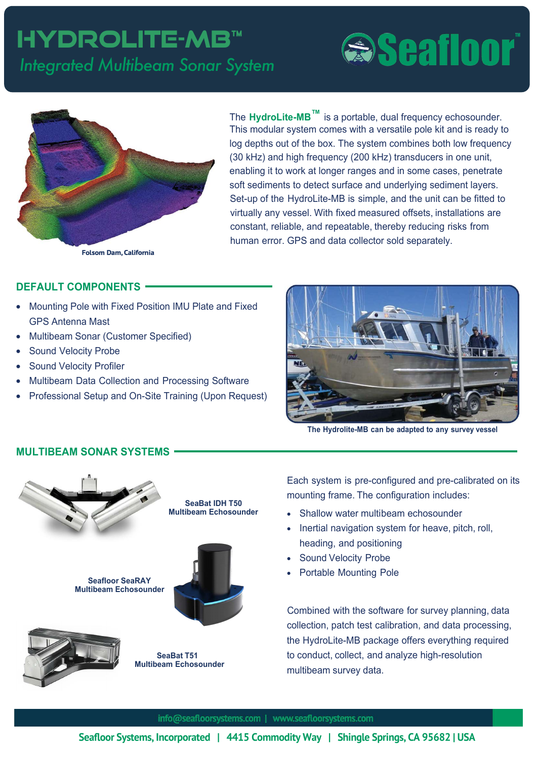# HYDROLITE-MB™

*Integrated Multibeam Sonar System*

Seafloor™

Folsom Dam, California

The **HydroLite-MB™** is a portable, dual frequency echosounder. This modular system comes with a versatile pole kit and is ready to log depths out of the box. The system combines both low frequency (30 kHz) and high frequency (200 kHz) transducers in one unit, enabling it to work at longer ranges and in some cases, penetrate soft sediments to detect surface and underlying sediment layers. Set-up of the HydroLite-MB is simple, and the unit can be fitted to virtually any vessel. With fixed measured offsets, installations are constant, reliable, and repeatable, thereby reducing risks from human error. GPS and data collector sold separately.

## DEFAULT COMPONENTS

- Mounting Pole with Fixed Position IMU Plate and Fixed GPS Antenna Mast
- Multibeam Sonar (Customer Specified)
- Sound Velocity Probe
- Sound Velocity Profiler
- Multibeam Data Collection and Processing Software
- Professional Setup and On-Site Training (Upon Request)

The Hydrolite-MB can be adapted to any survey vessel

## MULTIBEAM SONAR SYSTEMS

**SeaBat IDH T50 Multibeam Echosounder**

**Seafloor SeaRAY Multibeam Echosounder**

**SeaBat T51 Multibeam Echosounder**

Each system is pre-configured and pre-calibrated on its mounting frame. The configuration includes:

- Shallow water multibeam echosounder
- Inertial navigation system for heave, pitch, roll, heading, and positioning
- Sound Velocity Probe
- Portable Mounting Pole

Combined with the software for survey planning, data collection, patch test calibration, and data processing, the HydroLite-MB package offers everything required to conduct, collect, and analyze high-resolution multibeam survey data.

info@seafloorsystems.com | www.seafloorsystems.com

Seafloor Systems, Incorporated | 4415 Commodity Way | Shingle Springs, CA 95682 | USA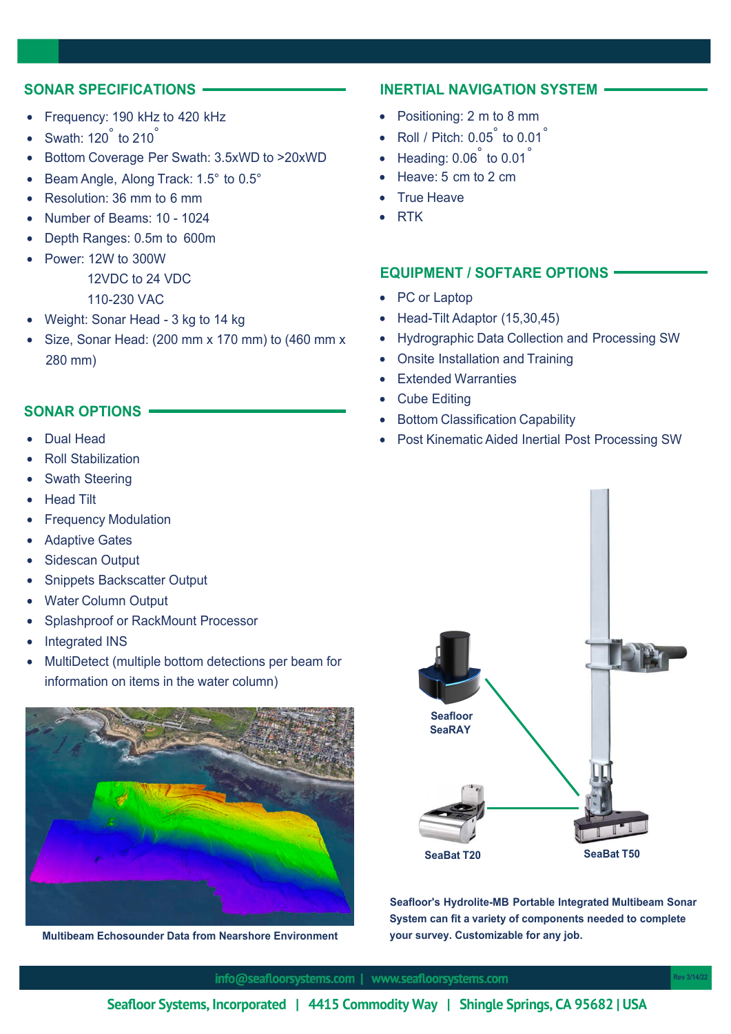## SONAR SPECIFICATIONS

- Frequency: 190 kHz to 420 kHz
- Swath: 120° to 210°
- Bottom Coverage Per Swath: 3.5xWD to >20xWD
- Beam Angle, Along Track: 1.5° to 0.5°
- Resolution: 36 mm to 6 mm
- Number of Beams: 10 - 1024
- Depth Ranges: 0.5m to 600m
- Power: 12W to 300W
  12VDC to 24 VDC
  110-230 VAC
- Weight: Sonar Head - 3 kg to 14 kg
- Size, Sonar Head: (200 mm x 170 mm) to (460 mm x 280 mm)

## SONAR OPTIONS

- Dual Head
- Roll Stabilization
- Swath Steering
- Head Tilt
- Frequency Modulation
- Adaptive Gates
- Sidescan Output
- Snippets Backscatter Output
- Water Column Output
- Splashproof or RackMount Processor
- Integrated INS
- MultiDetect (multiple bottom detections per beam for information on items in the water column)

Multibeam Echosounder Data from Nearshore Environment

## INERTIAL NAVIGATION SYSTEM

- Positioning: 2 m to 8 mm
- Roll / Pitch: 0.05° to 0.01°
- Heading: 0.06° to 0.01°
- Heave: 5 cm to 2 cm
- True Heave
- RTK

## EQUIPMENT / SOFTARE OPTIONS

- PC or Laptop
- Head-Tilt Adaptor (15,30,45)
- Hydrographic Data Collection and Processing SW
- Onsite Installation and Training
- Extended Warranties
- Cube Editing
- Bottom Classification Capability
- Post Kinematic Aided Inertial Post Processing SW

Seafloor SeaRAY

SeaBat T20

SeaBat T50

**Seafloor's Hydrolite-MB Portable Integrated Multibeam Sonar System can fit a variety of components needed to complete your survey. Customizable for any job.**

info@seafloorsystems.com | www.seafloorsystems.com

Rev 3/14/22

Seafloor Systems, Incorporated | 4415 Commodity Way | Shingle Springs, CA 95682 | USA